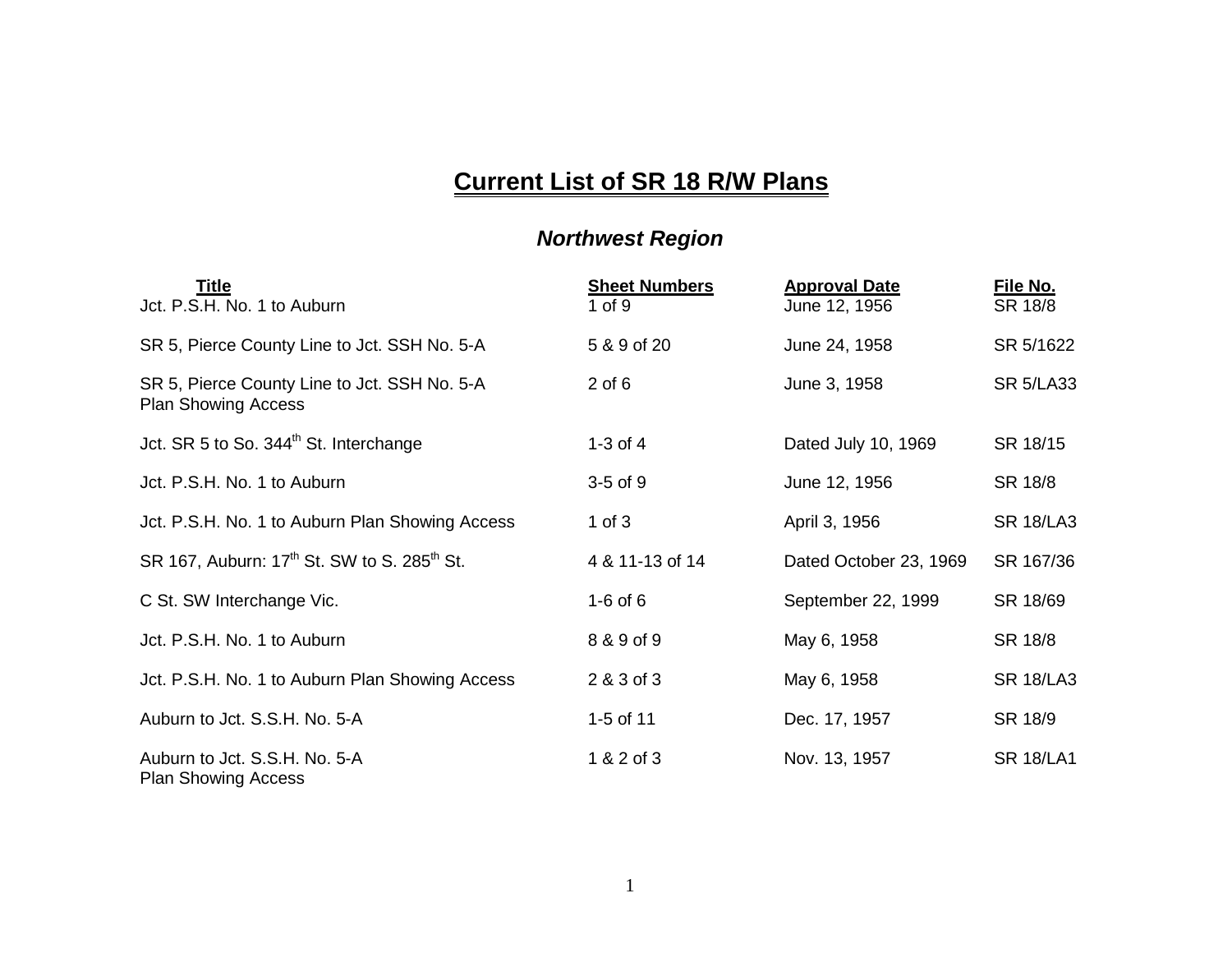# Current List of SR 18 R/W Plans

## *Northwest Region*

| Title | Sheet Numbers | Approval Date | File No. |
|---|---|---|---|
| Jct. P.S.H. No. 1 to Auburn | 1 of 9 | June 12, 1956 | SR 18/8 |
| SR 5, Pierce County Line to Jct. SSH No. 5-A | 5 & 9 of 20 | June 24, 1958 | SR 5/1622 |
| SR 5, Pierce County Line to Jct. SSH No. 5-A Plan Showing Access | 2 of 6 | June 3, 1958 | SR 5/LA33 |
| Jct. SR 5 to So. 344th St. Interchange | 1-3 of 4 | Dated July 10, 1969 | SR 18/15 |
| Jct. P.S.H. No. 1 to Auburn | 3-5 of 9 | June 12, 1956 | SR 18/8 |
| Jct. P.S.H. No. 1 to Auburn Plan Showing Access | 1 of 3 | April 3, 1956 | SR 18/LA3 |
| SR 167, Auburn: 17th St. SW to S. 285th St. | 4 & 11-13 of 14 | Dated October 23, 1969 | SR 167/36 |
| C St. SW Interchange Vic. | 1-6 of 6 | September 22, 1999 | SR 18/69 |
| Jct. P.S.H. No. 1 to Auburn | 8 & 9 of 9 | May 6, 1958 | SR 18/8 |
| Jct. P.S.H. No. 1 to Auburn Plan Showing Access | 2 & 3 of 3 | May 6, 1958 | SR 18/LA3 |
| Auburn to Jct. S.S.H. No. 5-A | 1-5 of 11 | Dec. 17, 1957 | SR 18/9 |
| Auburn to Jct. S.S.H. No. 5-A Plan Showing Access | 1 & 2 of 3 | Nov. 13, 1957 | SR 18/LA1 |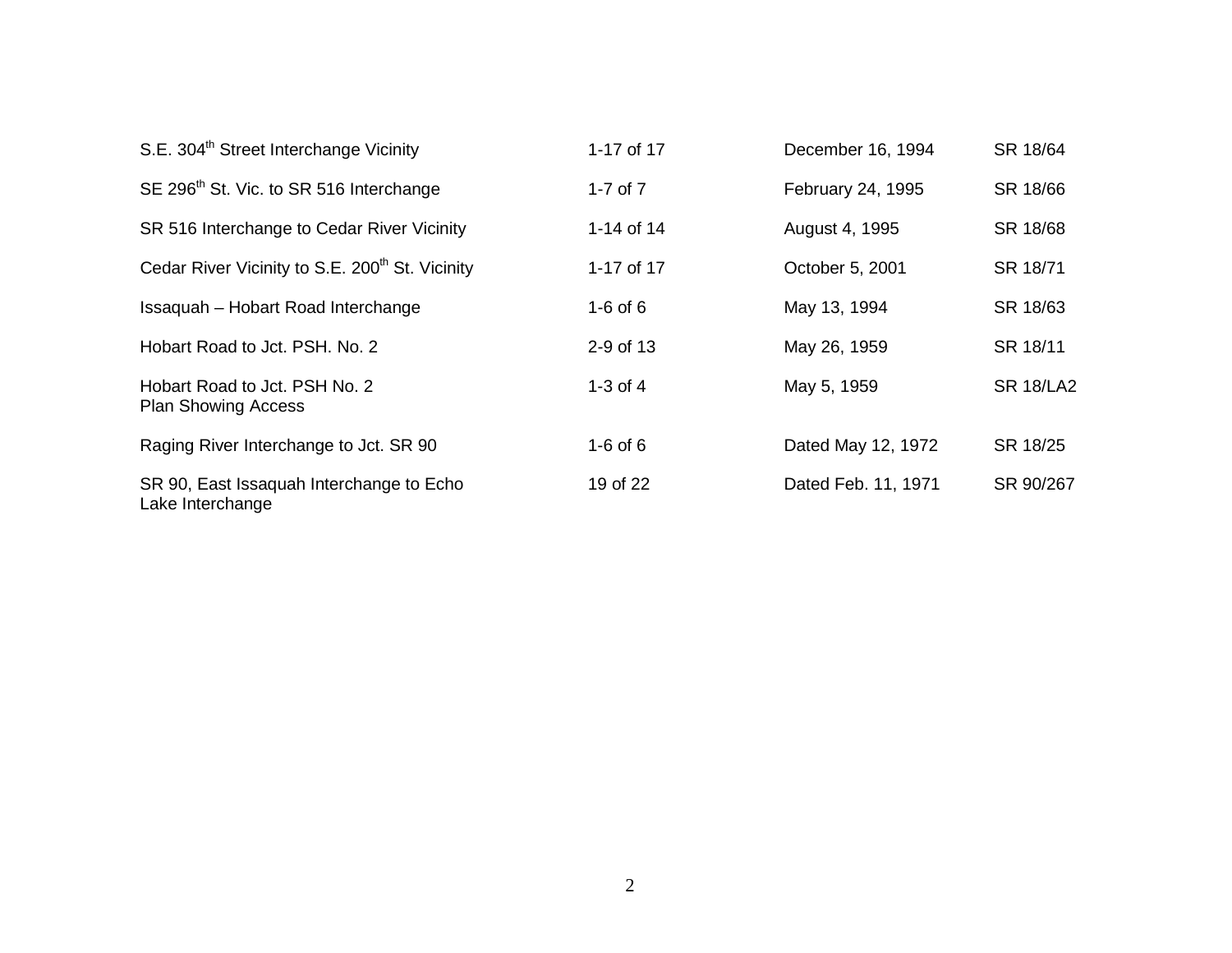| | | | |
|---|---|---|---|
| S.E. 304th Street Interchange Vicinity | 1-17 of 17 | December 16, 1994 | SR 18/64 |
| SE 296th St. Vic. to SR 516 Interchange | 1-7 of 7 | February 24, 1995 | SR 18/66 |
| SR 516 Interchange to Cedar River Vicinity | 1-14 of 14 | August 4, 1995 | SR 18/68 |
| Cedar River Vicinity to S.E. 200th St. Vicinity | 1-17 of 17 | October 5, 2001 | SR 18/71 |
| Issaquah – Hobart Road Interchange | 1-6 of 6 | May 13, 1994 | SR 18/63 |
| Hobart Road to Jct. PSH. No. 2 | 2-9 of 13 | May 26, 1959 | SR 18/11 |
| Hobart Road to Jct. PSH No. 2 Plan Showing Access | 1-3 of 4 | May 5, 1959 | SR 18/LA2 |
| Raging River Interchange to Jct. SR 90 | 1-6 of 6 | Dated May 12, 1972 | SR 18/25 |
| SR 90, East Issaquah Interchange to Echo Lake Interchange | 19 of 22 | Dated Feb. 11, 1971 | SR 90/267 |